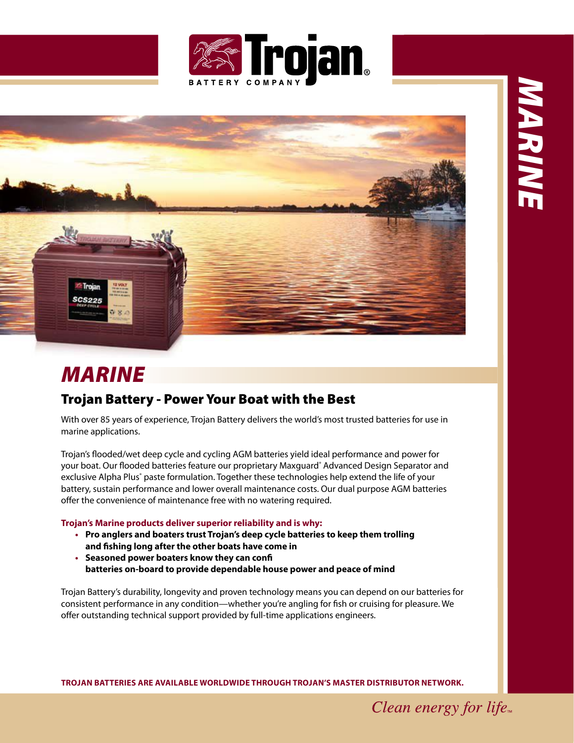# MARINE

## Trojan Battery - Power Your Boat with the Best

With over 85 years of experience, Trojan Battery delivers the world's most trusted batteries for use in marine applications.

Trojan's flooded/wet deep cycle and cycling AGM batteries yield ideal performance and power for your boat. Our flooded batteries feature our proprietary Maxguard® Advanced Design Separator and exclusive Alpha Plus® paste formulation. Together these technologies help extend the life of your battery, sustain performance and lower overall maintenance costs. Our dual purpose AGM batteries offer the convenience of maintenance free with no watering required.

**Trojan's Marine products deliver superior reliability and is why:**

- **Pro anglers and boaters trust Trojan's deep cycle batteries to keep them trolling and fishing long after the other boats have come in**
- **Seasoned power boaters know they can confi batteries on-board to provide dependable house power and peace of mind**

Trojan Battery's durability, longevity and proven technology means you can depend on our batteries for consistent performance in any condition—whether you're angling for fish or cruising for pleasure. We offer outstanding technical support provided by full-time applications engineers.

**TROJAN BATTERIES ARE AVAILABLE WORLDWIDE THROUGH TROJAN'S MASTER DISTRIBUTOR NETWORK.**

*Clean energy for life.*™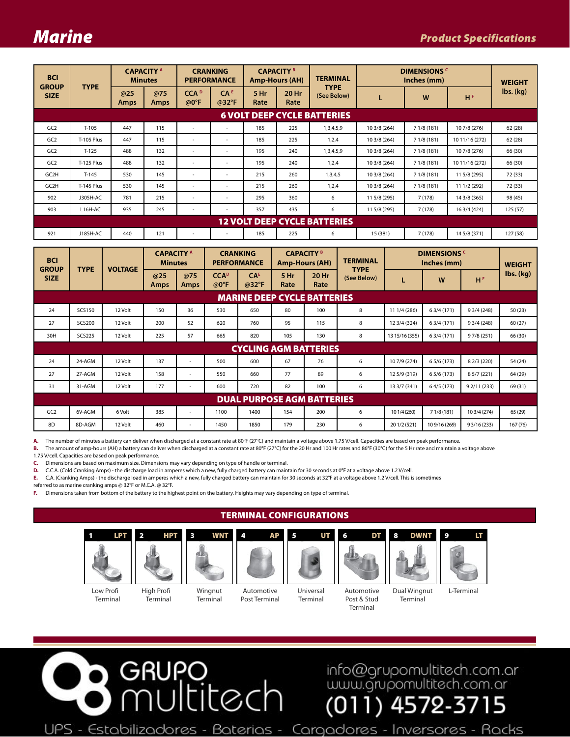# Marine

## Product Specifications

| BCI GROUP SIZE | TYPE | CAPACITY [A] Minutes | | CRANKING PERFORMANCE | | CAPACITY [B] Amp-Hours (AH) | | TERMINAL TYPE (See Below) | DIMENSIONS [C] Inches (mm) | | | WEIGHT lbs. (kg) |
|---|---|---|---|---|---|---|---|---|---|---|---|---|
| | | @25 Amps | @75 Amps | CCA [D] @0°F | CA [E] @32°F | 5 Hr Rate | 20 Hr Rate | | L | W | H [F] | |
| **6 VOLT DEEP CYCLE BATTERIES** | | | | | | | | | | | | |
| GC2 | T-105 | 447 | 115 | - | - | 185 | 225 | 1,3,4,5,9 | 10 3/8 (264) | 7 1/8 (181) | 10 7/8 (276) | 62 (28) |
| GC2 | T-105 Plus | 447 | 115 | - | - | 185 | 225 | 1,2,4 | 10 3/8 (264) | 7 1/8 (181) | 10 11/16 (272) | 62 (28) |
| GC2 | T-125 | 488 | 132 | - | - | 195 | 240 | 1,3,4,5,9 | 10 3/8 (264) | 7 1/8 (181) | 10 7/8 (276) | 66 (30) |
| GC2 | T-125 Plus | 488 | 132 | - | - | 195 | 240 | 1,2,4 | 10 3/8 (264) | 7 1/8 (181) | 10 11/16 (272) | 66 (30) |
| GC2H | T-145 | 530 | 145 | - | - | 215 | 260 | 1,3,4,5 | 10 3/8 (264) | 7 1/8 (181) | 11 5/8 (295) | 72 (33) |
| GC2H | T-145 Plus | 530 | 145 | - | - | 215 | 260 | 1,2,4 | 10 3/8 (264) | 7 1/8 (181) | 11 1/2 (292) | 72 (33) |
| 902 | J305H-AC | 781 | 215 | - | - | 295 | 360 | 6 | 11 5/8 (295) | 7 (178) | 14 3/8 (365) | 98 (45) |
| 903 | L16H-AC | 935 | 245 | - | - | 357 | 435 | 6 | 11 5/8 (295) | 7 (178) | 16 3/4 (424) | 125 (57) |
| **12 VOLT DEEP CYCLE BATTERIES** | | | | | | | | | | | | |
| 921 | J185H-AC | 440 | 121 | - | - | 185 | 225 | 6 | 15 (381) | 7 (178) | 14 5/8 (371) | 127 (58) |

| BCI GROUP SIZE | TYPE | VOLTAGE | CAPACITY [A] Minutes | | CRANKING PERFORMANCE | | CAPACITY [B] Amp-Hours (AH) | | TERMINAL TYPE (See Below) | DIMENSIONS [C] Inches (mm) | | | WEIGHT lbs. (kg) |
|---|---|---|---|---|---|---|---|---|---|---|---|---|---|
| | | | @25 Amps | @75 Amps | CCA [D] @0°F | CA [E] @32°F | 5 Hr Rate | 20 Hr Rate | | L | W | H [F] | |
| **MARINE DEEP CYCLE BATTERIES** | | | | | | | | | | | | | |
| 24 | SCS150 | 12 Volt | 150 | 36 | 530 | 650 | 80 | 100 | 8 | 11 1/4 (286) | 6 3/4 (171) | 9 3/4 (248) | 50 (23) |
| 27 | SCS200 | 12 Volt | 200 | 52 | 620 | 760 | 95 | 115 | 8 | 12 3/4 (324) | 6 3/4 (171) | 9 3/4 (248) | 60 (27) |
| 30H | SCS225 | 12 Volt | 225 | 57 | 665 | 820 | 105 | 130 | 8 | 13 15/16 (355) | 6 3/4 (171) | 9 7/8 (251) | 66 (30) |
| **CYCLING AGM BATTERIES** | | | | | | | | | | | | | |
| 24 | 24-AGM | 12 Volt | 137 | - | 500 | 600 | 67 | 76 | 6 | 10 7/9 (274) | 6 5/6 (173) | 8 2/3 (220) | 54 (24) |
| 27 | 27-AGM | 12 Volt | 158 | - | 550 | 660 | 77 | 89 | 6 | 12 5/9 (319) | 6 5/6 (173) | 8 5/7 (221) | 64 (29) |
| 31 | 31-AGM | 12 Volt | 177 | - | 600 | 720 | 82 | 100 | 6 | 13 3/7 (341) | 6 4/5 (173) | 9 2/11 (233) | 69 (31) |
| **DUAL PURPOSE AGM BATTERIES** | | | | | | | | | | | | | |
| GC2 | 6V-AGM | 6 Volt | 385 | - | 1100 | 1400 | 154 | 200 | 6 | 10 1/4 (260) | 7 1/8 (181) | 10 3/4 (274) | 65 (29) |
| 8D | 8D-AGM | 12 Volt | 460 | - | 1450 | 1850 | 179 | 230 | 6 | 20 1/2 (521) | 10 9/16 (269) | 9 3/16 (233) | 167 (76) |

**A.** The number of minutes a battery can deliver when discharged at a constant rate at 80°F (27°C) and maintain a voltage above 1.75 V/cell. Capacities are based on peak performance.
**B.** The amount of amp-hours (AH) a battery can deliver when discharged at a constant rate at 80°F (27°C) for the 20 Hr and 100 Hr rates and 86°F (30°C) for the 5 Hr rate and maintain a voltage above 1.75 V/cell. Capacities are based on peak performance.
**C.** Dimensions are based on maximum size. Dimensions may vary depending on type of handle or terminal.
**D.** C.C.A. (Cold Cranking Amps) - the discharge load in amperes which a new, fully charged battery can maintain for 30 seconds at 0°F at a voltage above 1.2 V/cell.
**E.** C.A. (Cranking Amps) - the discharge load in amperes which a new, fully charged battery can maintain for 30 seconds at 32°F at a voltage above 1.2 V/cell. This is sometimes referred to as marine cranking amps @ 32°F or M.C.A. @ 32°F.
**F.** Dimensions taken from bottom of the battery to the highest point on the battery. Heights may vary depending on type of terminal.

## TERMINAL CONFIGURATIONS

1 LPT — Low Profi Terminal
2 HPT — High Profi Terminal
3 WNT — Wingnut Terminal
4 AP — Automotive Post Terminal
5 UT — Universal Terminal
6 DT — Automotive Post & Stud Terminal
8 DWNT — Dual Wingnut Terminal
9 LT — L-Terminal

GRUPO multitech
info@grupomultitech.com.ar
www.grupomultitech.com.ar
(011) 4572-3715
UPS - Estabilizadores - Baterias - Cargadores - Inversores - Racks